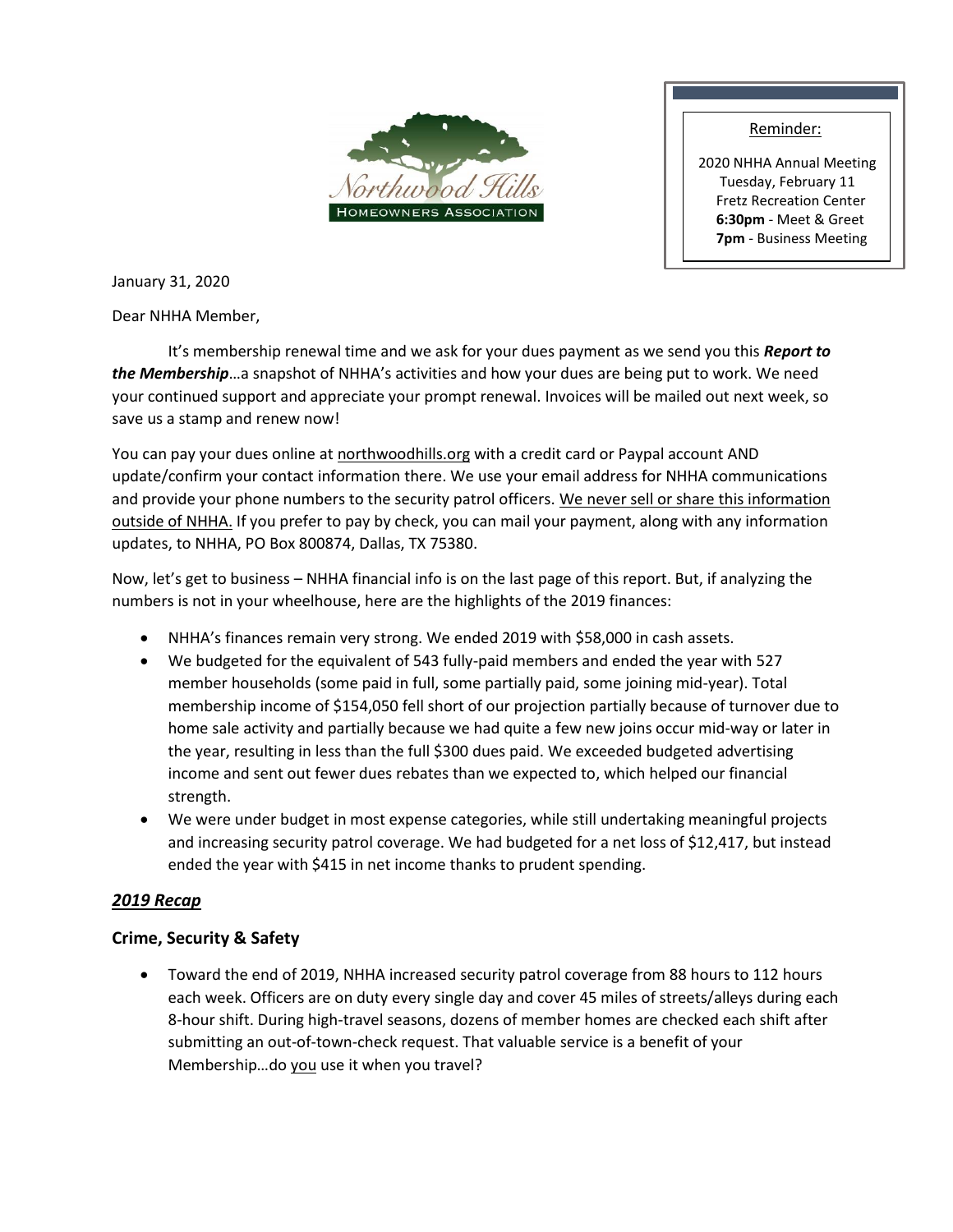Northwood Hills Homeowners Association

> Reminder:
>
> 2020 NHHA Annual Meeting
> Tuesday, February 11
> Fretz Recreation Center
> **6:30pm** - Meet & Greet
> **7pm** - Business Meeting

January 31, 2020

Dear NHHA Member,

It's membership renewal time and we ask for your dues payment as we send you this ***Report to the Membership***…a snapshot of NHHA's activities and how your dues are being put to work. We need your continued support and appreciate your prompt renewal. Invoices will be mailed out next week, so save us a stamp and renew now!

You can pay your dues online at northwoodhills.org with a credit card or Paypal account AND update/confirm your contact information there. We use your email address for NHHA communications and provide your phone numbers to the security patrol officers. We never sell or share this information outside of NHHA. If you prefer to pay by check, you can mail your payment, along with any information updates, to NHHA, PO Box 800874, Dallas, TX 75380.

Now, let's get to business – NHHA financial info is on the last page of this report. But, if analyzing the numbers is not in your wheelhouse, here are the highlights of the 2019 finances:

- NHHA's finances remain very strong. We ended 2019 with $58,000 in cash assets.
- We budgeted for the equivalent of 543 fully-paid members and ended the year with 527 member households (some paid in full, some partially paid, some joining mid-year). Total membership income of $154,050 fell short of our projection partially because of turnover due to home sale activity and partially because we had quite a few new joins occur mid-way or later in the year, resulting in less than the full $300 dues paid. We exceeded budgeted advertising income and sent out fewer dues rebates than we expected to, which helped our financial strength.
- We were under budget in most expense categories, while still undertaking meaningful projects and increasing security patrol coverage. We had budgeted for a net loss of $12,417, but instead ended the year with $415 in net income thanks to prudent spending.

## *2019 Recap*

### Crime, Security & Safety

- Toward the end of 2019, NHHA increased security patrol coverage from 88 hours to 112 hours each week. Officers are on duty every single day and cover 45 miles of streets/alleys during each 8-hour shift. During high-travel seasons, dozens of member homes are checked each shift after submitting an out-of-town-check request. That valuable service is a benefit of your Membership…do you use it when you travel?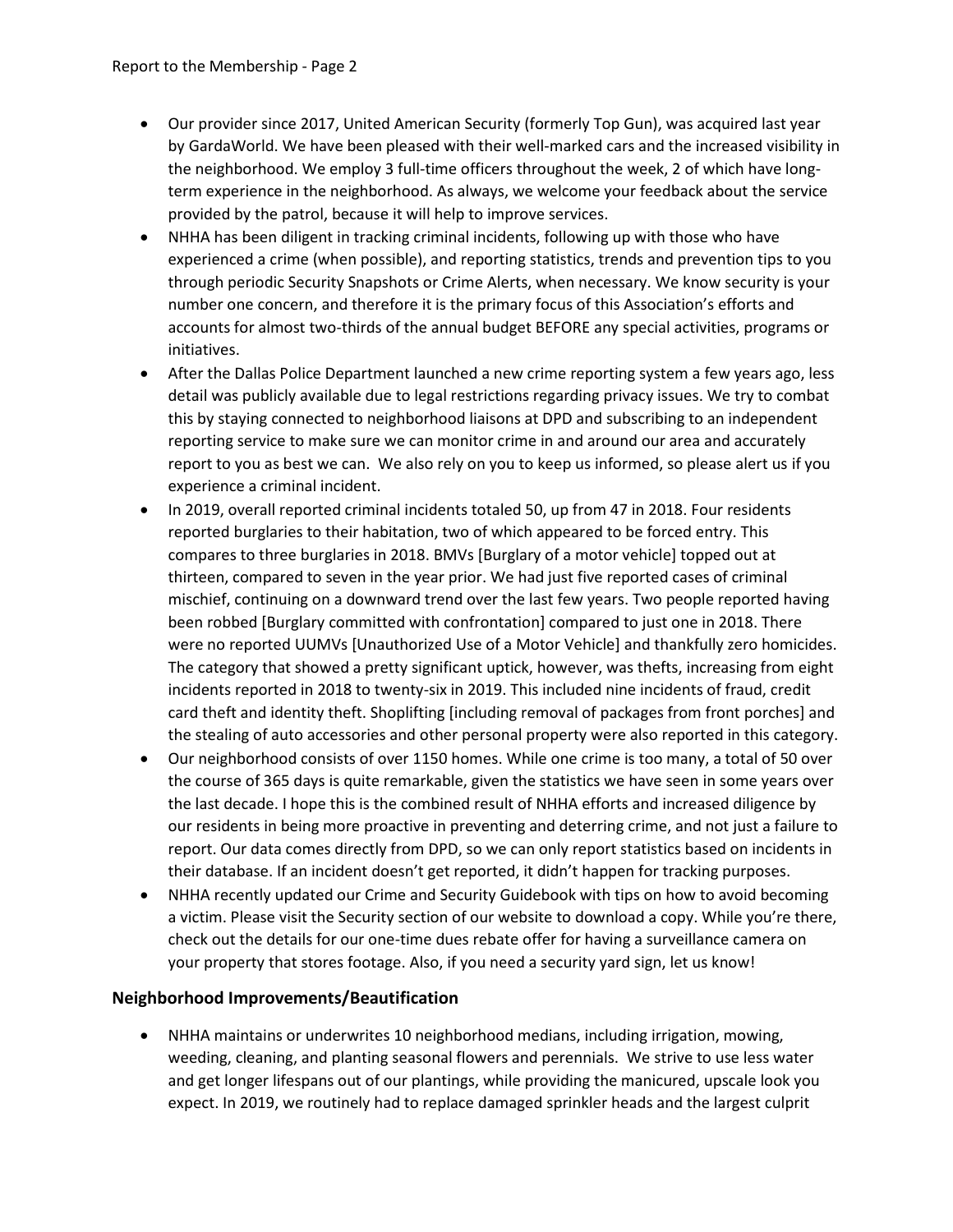- Our provider since 2017, United American Security (formerly Top Gun), was acquired last year by GardaWorld. We have been pleased with their well-marked cars and the increased visibility in the neighborhood. We employ 3 full-time officers throughout the week, 2 of which have long-term experience in the neighborhood. As always, we welcome your feedback about the service provided by the patrol, because it will help to improve services.
- NHHA has been diligent in tracking criminal incidents, following up with those who have experienced a crime (when possible), and reporting statistics, trends and prevention tips to you through periodic Security Snapshots or Crime Alerts, when necessary. We know security is your number one concern, and therefore it is the primary focus of this Association's efforts and accounts for almost two-thirds of the annual budget BEFORE any special activities, programs or initiatives.
- After the Dallas Police Department launched a new crime reporting system a few years ago, less detail was publicly available due to legal restrictions regarding privacy issues. We try to combat this by staying connected to neighborhood liaisons at DPD and subscribing to an independent reporting service to make sure we can monitor crime in and around our area and accurately report to you as best we can. We also rely on you to keep us informed, so please alert us if you experience a criminal incident.
- In 2019, overall reported criminal incidents totaled 50, up from 47 in 2018. Four residents reported burglaries to their habitation, two of which appeared to be forced entry. This compares to three burglaries in 2018. BMVs [Burglary of a motor vehicle] topped out at thirteen, compared to seven in the year prior. We had just five reported cases of criminal mischief, continuing on a downward trend over the last few years. Two people reported having been robbed [Burglary committed with confrontation] compared to just one in 2018. There were no reported UUMVs [Unauthorized Use of a Motor Vehicle] and thankfully zero homicides. The category that showed a pretty significant uptick, however, was thefts, increasing from eight incidents reported in 2018 to twenty-six in 2019. This included nine incidents of fraud, credit card theft and identity theft. Shoplifting [including removal of packages from front porches] and the stealing of auto accessories and other personal property were also reported in this category.
- Our neighborhood consists of over 1150 homes. While one crime is too many, a total of 50 over the course of 365 days is quite remarkable, given the statistics we have seen in some years over the last decade. I hope this is the combined result of NHHA efforts and increased diligence by our residents in being more proactive in preventing and deterring crime, and not just a failure to report. Our data comes directly from DPD, so we can only report statistics based on incidents in their database. If an incident doesn't get reported, it didn't happen for tracking purposes.
- NHHA recently updated our Crime and Security Guidebook with tips on how to avoid becoming a victim. Please visit the Security section of our website to download a copy. While you're there, check out the details for our one-time dues rebate offer for having a surveillance camera on your property that stores footage. Also, if you need a security yard sign, let us know!

## Neighborhood Improvements/Beautification

- NHHA maintains or underwrites 10 neighborhood medians, including irrigation, mowing, weeding, cleaning, and planting seasonal flowers and perennials. We strive to use less water and get longer lifespans out of our plantings, while providing the manicured, upscale look you expect. In 2019, we routinely had to replace damaged sprinkler heads and the largest culprit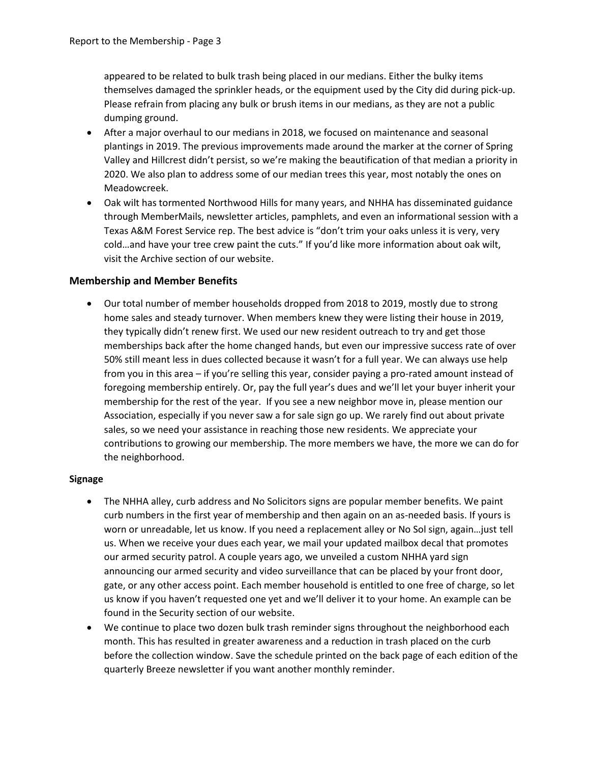appeared to be related to bulk trash being placed in our medians. Either the bulky items themselves damaged the sprinkler heads, or the equipment used by the City did during pick-up. Please refrain from placing any bulk or brush items in our medians, as they are not a public dumping ground.

- After a major overhaul to our medians in 2018, we focused on maintenance and seasonal plantings in 2019. The previous improvements made around the marker at the corner of Spring Valley and Hillcrest didn't persist, so we're making the beautification of that median a priority in 2020. We also plan to address some of our median trees this year, most notably the ones on Meadowcreek.
- Oak wilt has tormented Northwood Hills for many years, and NHHA has disseminated guidance through MemberMails, newsletter articles, pamphlets, and even an informational session with a Texas A&M Forest Service rep. The best advice is "don't trim your oaks unless it is very, very cold…and have your tree crew paint the cuts." If you'd like more information about oak wilt, visit the Archive section of our website.

## Membership and Member Benefits

- Our total number of member households dropped from 2018 to 2019, mostly due to strong home sales and steady turnover. When members knew they were listing their house in 2019, they typically didn't renew first. We used our new resident outreach to try and get those memberships back after the home changed hands, but even our impressive success rate of over 50% still meant less in dues collected because it wasn't for a full year. We can always use help from you in this area – if you're selling this year, consider paying a pro-rated amount instead of foregoing membership entirely. Or, pay the full year's dues and we'll let your buyer inherit your membership for the rest of the year. If you see a new neighbor move in, please mention our Association, especially if you never saw a for sale sign go up. We rarely find out about private sales, so we need your assistance in reaching those new residents. We appreciate your contributions to growing our membership. The more members we have, the more we can do for the neighborhood.

### Signage

- The NHHA alley, curb address and No Solicitors signs are popular member benefits. We paint curb numbers in the first year of membership and then again on an as-needed basis. If yours is worn or unreadable, let us know. If you need a replacement alley or No Sol sign, again…just tell us. When we receive your dues each year, we mail your updated mailbox decal that promotes our armed security patrol. A couple years ago, we unveiled a custom NHHA yard sign announcing our armed security and video surveillance that can be placed by your front door, gate, or any other access point. Each member household is entitled to one free of charge, so let us know if you haven't requested one yet and we'll deliver it to your home. An example can be found in the Security section of our website.
- We continue to place two dozen bulk trash reminder signs throughout the neighborhood each month. This has resulted in greater awareness and a reduction in trash placed on the curb before the collection window. Save the schedule printed on the back page of each edition of the quarterly Breeze newsletter if you want another monthly reminder.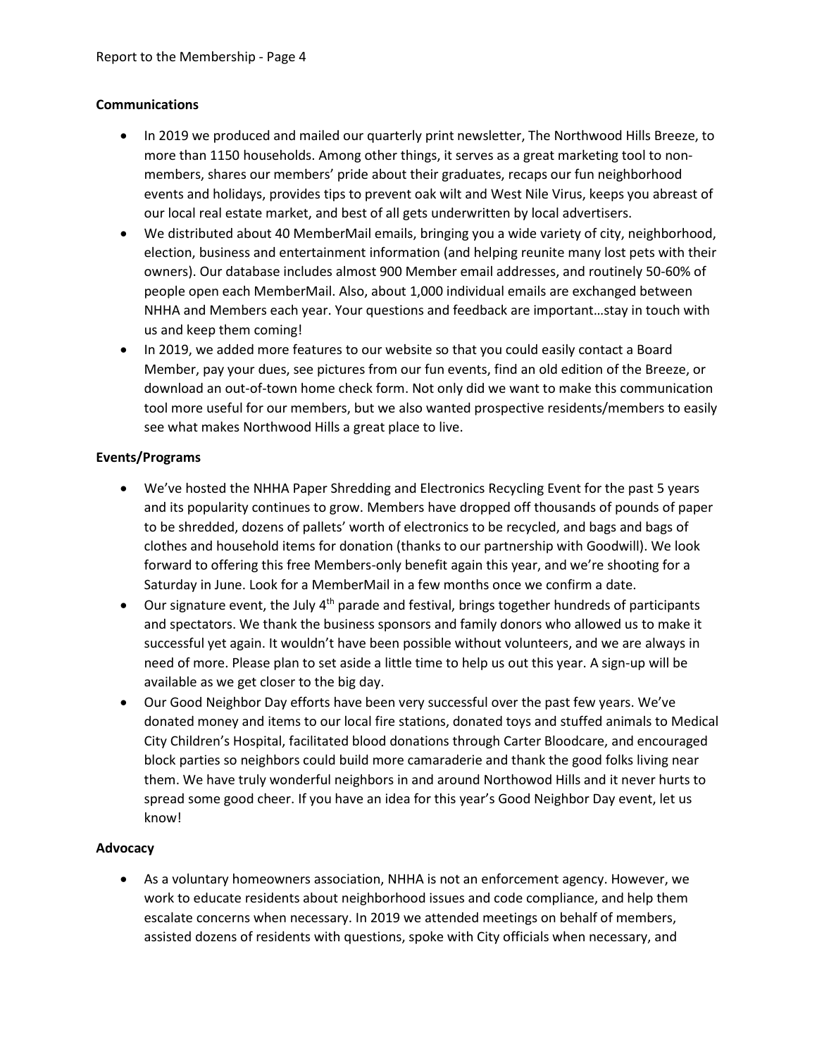## Communications

- In 2019 we produced and mailed our quarterly print newsletter, The Northwood Hills Breeze, to more than 1150 households. Among other things, it serves as a great marketing tool to non-members, shares our members' pride about their graduates, recaps our fun neighborhood events and holidays, provides tips to prevent oak wilt and West Nile Virus, keeps you abreast of our local real estate market, and best of all gets underwritten by local advertisers.
- We distributed about 40 MemberMail emails, bringing you a wide variety of city, neighborhood, election, business and entertainment information (and helping reunite many lost pets with their owners). Our database includes almost 900 Member email addresses, and routinely 50-60% of people open each MemberMail. Also, about 1,000 individual emails are exchanged between NHHA and Members each year. Your questions and feedback are important…stay in touch with us and keep them coming!
- In 2019, we added more features to our website so that you could easily contact a Board Member, pay your dues, see pictures from our fun events, find an old edition of the Breeze, or download an out-of-town home check form. Not only did we want to make this communication tool more useful for our members, but we also wanted prospective residents/members to easily see what makes Northwood Hills a great place to live.

## Events/Programs

- We've hosted the NHHA Paper Shredding and Electronics Recycling Event for the past 5 years and its popularity continues to grow. Members have dropped off thousands of pounds of paper to be shredded, dozens of pallets' worth of electronics to be recycled, and bags and bags of clothes and household items for donation (thanks to our partnership with Goodwill). We look forward to offering this free Members-only benefit again this year, and we're shooting for a Saturday in June. Look for a MemberMail in a few months once we confirm a date.
- Our signature event, the July 4th parade and festival, brings together hundreds of participants and spectators. We thank the business sponsors and family donors who allowed us to make it successful yet again. It wouldn't have been possible without volunteers, and we are always in need of more. Please plan to set aside a little time to help us out this year. A sign-up will be available as we get closer to the big day.
- Our Good Neighbor Day efforts have been very successful over the past few years. We've donated money and items to our local fire stations, donated toys and stuffed animals to Medical City Children's Hospital, facilitated blood donations through Carter Bloodcare, and encouraged block parties so neighbors could build more camaraderie and thank the good folks living near them. We have truly wonderful neighbors in and around Northowod Hills and it never hurts to spread some good cheer. If you have an idea for this year's Good Neighbor Day event, let us know!

## Advocacy

- As a voluntary homeowners association, NHHA is not an enforcement agency. However, we work to educate residents about neighborhood issues and code compliance, and help them escalate concerns when necessary. In 2019 we attended meetings on behalf of members, assisted dozens of residents with questions, spoke with City officials when necessary, and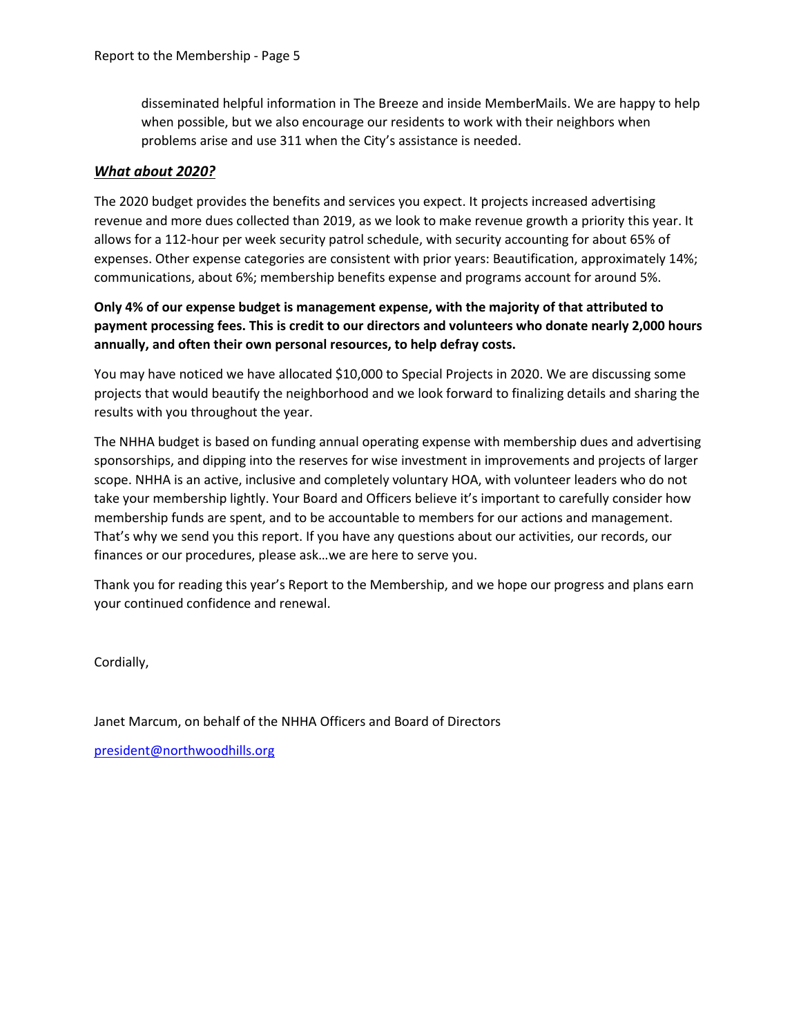disseminated helpful information in The Breeze and inside MemberMails. We are happy to help when possible, but we also encourage our residents to work with their neighbors when problems arise and use 311 when the City's assistance is needed.

### ***What about 2020?***

The 2020 budget provides the benefits and services you expect. It projects increased advertising revenue and more dues collected than 2019, as we look to make revenue growth a priority this year. It allows for a 112-hour per week security patrol schedule, with security accounting for about 65% of expenses. Other expense categories are consistent with prior years: Beautification, approximately 14%; communications, about 6%; membership benefits expense and programs account for around 5%.

**Only 4% of our expense budget is management expense, with the majority of that attributed to payment processing fees. This is credit to our directors and volunteers who donate nearly 2,000 hours annually, and often their own personal resources, to help defray costs.**

You may have noticed we have allocated $10,000 to Special Projects in 2020. We are discussing some projects that would beautify the neighborhood and we look forward to finalizing details and sharing the results with you throughout the year.

The NHHA budget is based on funding annual operating expense with membership dues and advertising sponsorships, and dipping into the reserves for wise investment in improvements and projects of larger scope. NHHA is an active, inclusive and completely voluntary HOA, with volunteer leaders who do not take your membership lightly. Your Board and Officers believe it's important to carefully consider how membership funds are spent, and to be accountable to members for our actions and management. That's why we send you this report. If you have any questions about our activities, our records, our finances or our procedures, please ask…we are here to serve you.

Thank you for reading this year's Report to the Membership, and we hope our progress and plans earn your continued confidence and renewal.

Cordially,

Janet Marcum, on behalf of the NHHA Officers and Board of Directors

president@northwoodhills.org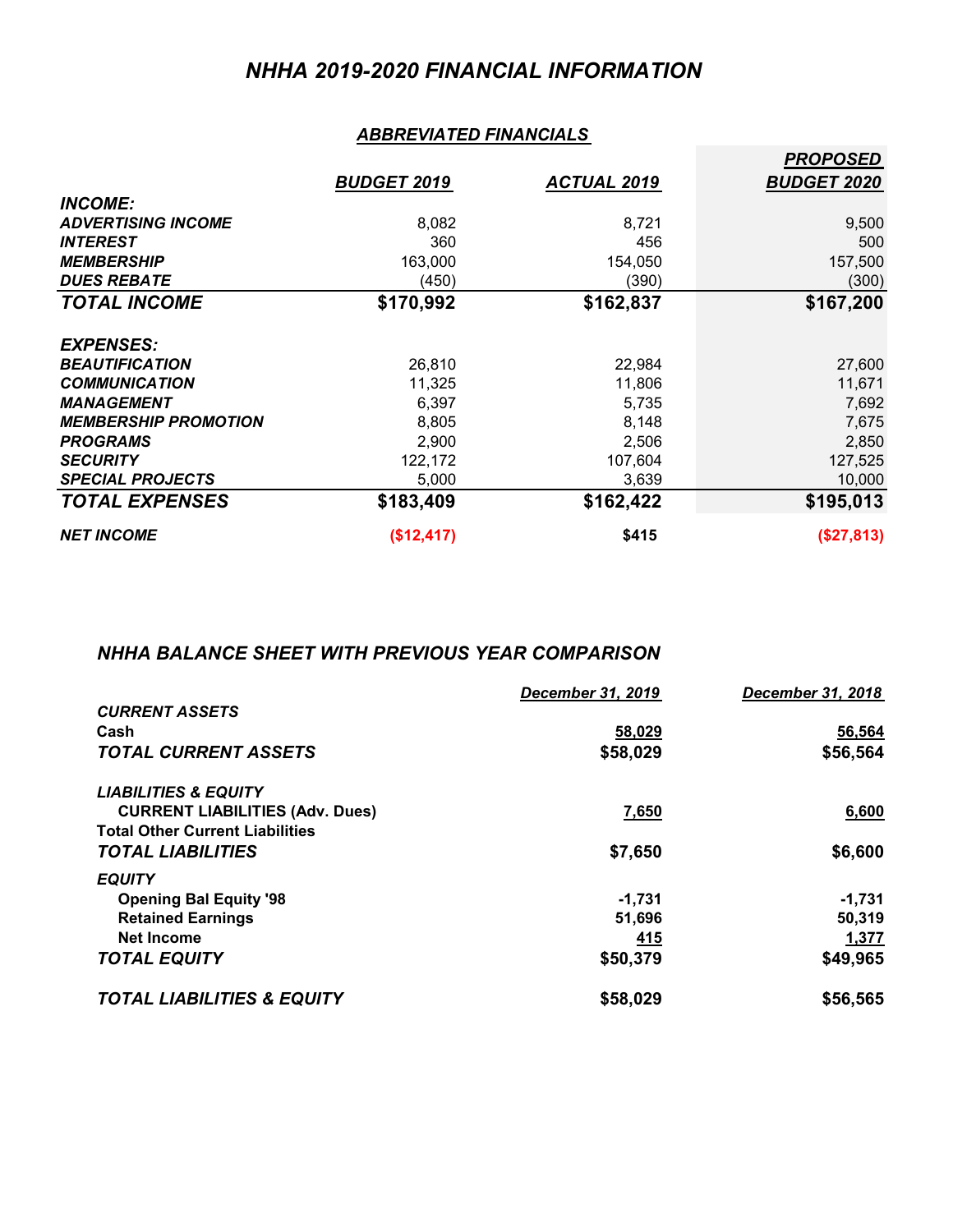# *NHHA 2019-2020 FINANCIAL INFORMATION*

## *ABBREVIATED FINANCIALS*

| | BUDGET 2019 | ACTUAL 2019 | PROPOSED BUDGET 2020 |
|---|---|---|---|
| ***INCOME:*** | | | |
| ***ADVERTISING INCOME*** | 8,082 | 8,721 | 9,500 |
| ***INTEREST*** | 360 | 456 | 500 |
| ***MEMBERSHIP*** | 163,000 | 154,050 | 157,500 |
| ***DUES REBATE*** | (450) | (390) | (300) |
| ***TOTAL INCOME*** | **$170,992** | **$162,837** | **$167,200** |
| ***EXPENSES:*** | | | |
| ***BEAUTIFICATION*** | 26,810 | 22,984 | 27,600 |
| ***COMMUNICATION*** | 11,325 | 11,806 | 11,671 |
| ***MANAGEMENT*** | 6,397 | 5,735 | 7,692 |
| ***MEMBERSHIP PROMOTION*** | 8,805 | 8,148 | 7,675 |
| ***PROGRAMS*** | 2,900 | 2,506 | 2,850 |
| ***SECURITY*** | 122,172 | 107,604 | 127,525 |
| ***SPECIAL PROJECTS*** | 5,000 | 3,639 | 10,000 |
| ***TOTAL EXPENSES*** | **$183,409** | **$162,422** | **$195,013** |
| ***NET INCOME*** | **($12,417)** | **$415** | **($27,813)** |

## *NHHA BALANCE SHEET WITH PREVIOUS YEAR COMPARISON*

| | December 31, 2019 | December 31, 2018 |
|---|---|---|
| ***CURRENT ASSETS*** | | |
| **Cash** | **58,029** | **56,564** |
| ***TOTAL CURRENT ASSETS*** | **$58,029** | **$56,564** |
| ***LIABILITIES & EQUITY*** | | |
| **CURRENT LIABILITIES (Adv. Dues)** | **7,650** | **6,600** |
| **Total Other Current Liabilities** | | |
| ***TOTAL LIABILITIES*** | **$7,650** | **$6,600** |
| ***EQUITY*** | | |
| **Opening Bal Equity '98** | **-1,731** | **-1,731** |
| **Retained Earnings** | **51,696** | **50,319** |
| **Net Income** | **415** | **1,377** |
| ***TOTAL EQUITY*** | **$50,379** | **$49,965** |
| ***TOTAL LIABILITIES & EQUITY*** | **$58,029** | **$56,565** |